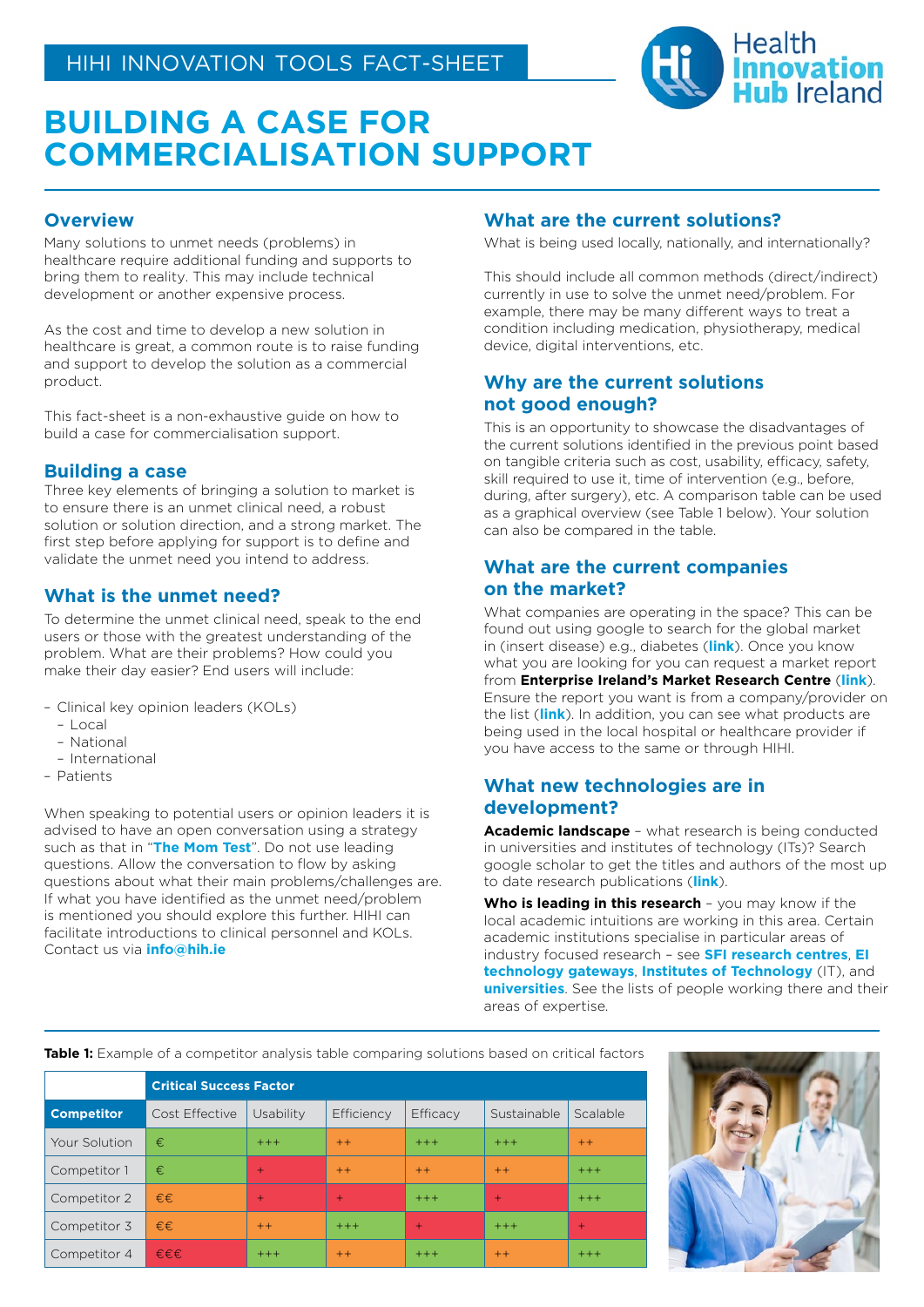HIHI INNOVATION TOOLS FACT-SHEET

# BUILDING A CASE FOR COMMERCIALISATION SUPPORT

## Overview

Many solutions to unmet needs (problems) in healthcare require additional funding and supports to bring them to reality. This may include technical development or another expensive process.

As the cost and time to develop a new solution in healthcare is great, a common route is to raise funding and support to develop the solution as a commercial product.

This fact-sheet is a non-exhaustive guide on how to build a case for commercialisation support.

## Building a case

Three key elements of bringing a solution to market is to ensure there is an unmet clinical need, a robust solution or solution direction, and a strong market. The first step before applying for support is to define and validate the unmet need you intend to address.

## What is the unmet need?

To determine the unmet clinical need, speak to the end users or those with the greatest understanding of the problem. What are their problems? How could you make their day easier? End users will include:

- Clinical key opinion leaders (KOLs)
  - Local
  - National
  - International
- Patients

When speaking to potential users or opinion leaders it is advised to have an open conversation using a strategy such as that in "**The Mom Test**". Do not use leading questions. Allow the conversation to flow by asking questions about what their main problems/challenges are. If what you have identified as the unmet need/problem is mentioned you should explore this further. HIHI can facilitate introductions to clinical personnel and KOLs. Contact us via **info@hih.ie**

## What are the current solutions?

What is being used locally, nationally, and internationally?

This should include all common methods (direct/indirect) currently in use to solve the unmet need/problem. For example, there may be many different ways to treat a condition including medication, physiotherapy, medical device, digital interventions, etc.

## Why are the current solutions not good enough?

This is an opportunity to showcase the disadvantages of the current solutions identified in the previous point based on tangible criteria such as cost, usability, efficacy, safety, skill required to use it, time of intervention (e.g., before, during, after surgery), etc. A comparison table can be used as a graphical overview (see Table 1 below). Your solution can also be compared in the table.

## What are the current companies on the market?

What companies are operating in the space? This can be found out using google to search for the global market in (insert disease) e.g., diabetes (**link**). Once you know what you are looking for you can request a market report from **Enterprise Ireland's Market Research Centre** (**link**). Ensure the report you want is from a company/provider on the list (**link**). In addition, you can see what products are being used in the local hospital or healthcare provider if you have access to the same or through HIHI.

## What new technologies are in development?

**Academic landscape** – what research is being conducted in universities and institutes of technology (ITs)? Search google scholar to get the titles and authors of the most up to date research publications (**link**).

**Who is leading in this research** – you may know if the local academic intuitions are working in this area. Certain academic institutions specialise in particular areas of industry focused research – see **SFI research centres**, **EI technology gateways**, **Institutes of Technology** (IT), and **universities**. See the lists of people working there and their areas of expertise.

**Table 1:** Example of a competitor analysis table comparing solutions based on critical factors

| | Critical Success Factor | | | | | |
|---|---|---|---|---|---|---|
| **Competitor** | Cost Effective | Usability | Efficiency | Efficacy | Sustainable | Scalable |
| Your Solution | € | +++ | ++ | +++ | +++ | ++ |
| Competitor 1 | € | + | ++ | ++ | ++ | +++ |
| Competitor 2 | €€ | + | + | +++ | + | +++ |
| Competitor 3 | €€ | ++ | +++ | + | +++ | + |
| Competitor 4 | €€€ | +++ | ++ | +++ | ++ | +++ |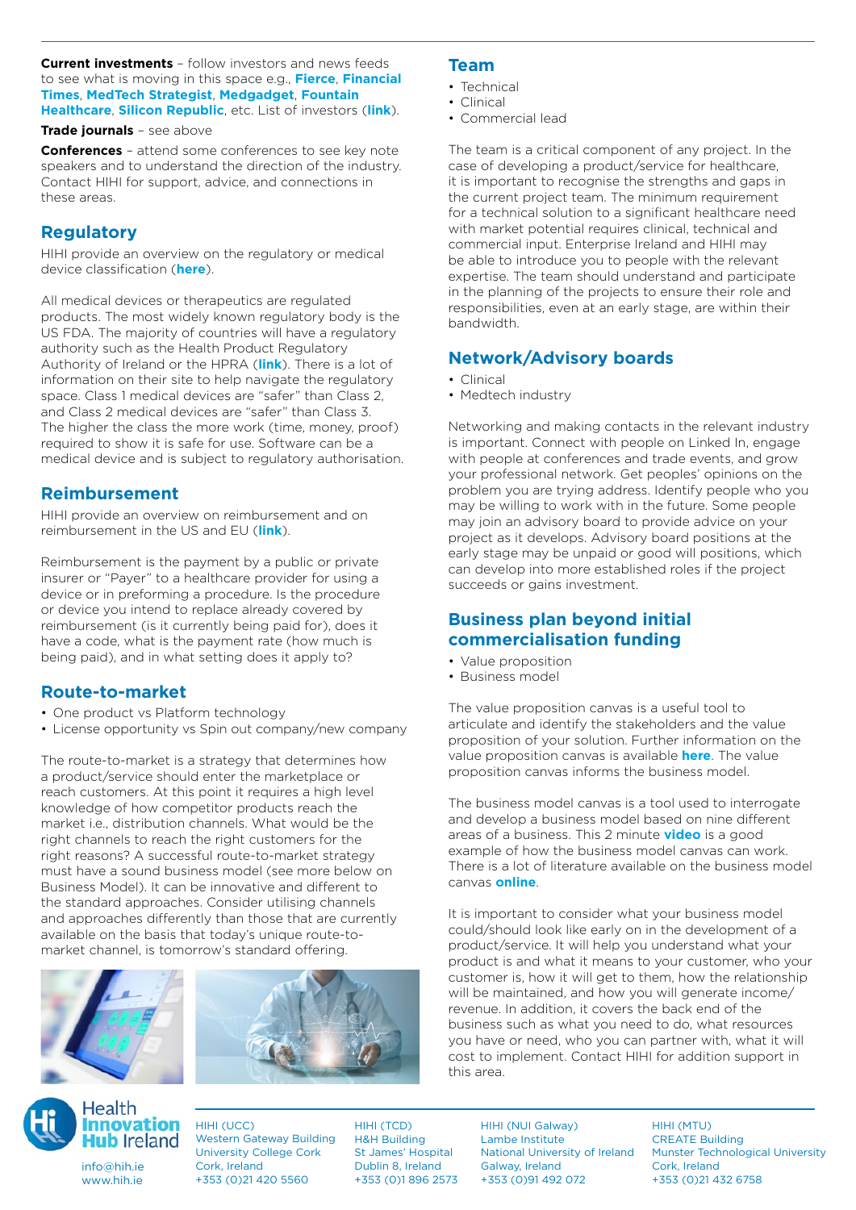**Current investments** – follow investors and news feeds to see what is moving in this space e.g., **Fierce**, **Financial Times**, **MedTech Strategist**, **Medgadget**, **Fountain Healthcare**, **Silicon Republic**, etc. List of investors (**link**).

**Trade journals** – see above

**Conferences** – attend some conferences to see key note speakers and to understand the direction of the industry. Contact HIHI for support, advice, and connections in these areas.

## Regulatory

HIHI provide an overview on the regulatory or medical device classification (**here**).

All medical devices or therapeutics are regulated products. The most widely known regulatory body is the US FDA. The majority of countries will have a regulatory authority such as the Health Product Regulatory Authority of Ireland or the HPRA (**link**). There is a lot of information on their site to help navigate the regulatory space. Class 1 medical devices are "safer" than Class 2, and Class 2 medical devices are "safer" than Class 3. The higher the class the more work (time, money, proof) required to show it is safe for use. Software can be a medical device and is subject to regulatory authorisation.

## Reimbursement

HIHI provide an overview on reimbursement and on reimbursement in the US and EU (**link**).

Reimbursement is the payment by a public or private insurer or "Payer" to a healthcare provider for using a device or in preforming a procedure. Is the procedure or device you intend to replace already covered by reimbursement (is it currently being paid for), does it have a code, what is the payment rate (how much is being paid), and in what setting does it apply to?

## Route-to-market

- One product vs Platform technology
- License opportunity vs Spin out company/new company

The route-to-market is a strategy that determines how a product/service should enter the marketplace or reach customers. At this point it requires a high level knowledge of how competitor products reach the market i.e., distribution channels. What would be the right channels to reach the right customers for the right reasons? A successful route-to-market strategy must have a sound business model (see more below on Business Model). It can be innovative and different to the standard approaches. Consider utilising channels and approaches differently than those that are currently available on the basis that today's unique route-to-market channel, is tomorrow's standard offering.

## Team

- Technical
- Clinical
- Commercial lead

The team is a critical component of any project. In the case of developing a product/service for healthcare, it is important to recognise the strengths and gaps in the current project team. The minimum requirement for a technical solution to a significant healthcare need with market potential requires clinical, technical and commercial input. Enterprise Ireland and HIHI may be able to introduce you to people with the relevant expertise. The team should understand and participate in the planning of the projects to ensure their role and responsibilities, even at an early stage, are within their bandwidth.

## Network/Advisory boards

- Clinical
- Medtech industry

Networking and making contacts in the relevant industry is important. Connect with people on Linked In, engage with people at conferences and trade events, and grow your professional network. Get peoples' opinions on the problem you are trying address. Identify people who you may be willing to work with in the future. Some people may join an advisory board to provide advice on your project as it develops. Advisory board positions at the early stage may be unpaid or good will positions, which can develop into more established roles if the project succeeds or gains investment.

## Business plan beyond initial commercialisation funding

- Value proposition
- Business model

The value proposition canvas is a useful tool to articulate and identify the stakeholders and the value proposition of your solution. Further information on the value proposition canvas is available **here**. The value proposition canvas informs the business model.

The business model canvas is a tool used to interrogate and develop a business model based on nine different areas of a business. This 2 minute **video** is a good example of how the business model canvas can work. There is a lot of literature available on the business model canvas **online**.

It is important to consider what your business model could/should look like early on in the development of a product/service. It will help you understand what your product is and what it means to your customer, who your customer is, how it will get to them, how the relationship will be maintained, and how you will generate income/revenue. In addition, it covers the back end of the business such as what you need to do, what resources you have or need, who you can partner with, what it will cost to implement. Contact HIHI for addition support in this area.

Health Innovation Hub Ireland

info@hih.ie
www.hih.ie

HIHI (UCC)
Western Gateway Building
University College Cork
Cork, Ireland
+353 (0)21 420 5560

HIHI (TCD)
H&H Building
St James' Hospital
Dublin 8, Ireland
+353 (0)1 896 2573

HIHI (NUI Galway)
Lambe Institute
National University of Ireland
Galway, Ireland
+353 (0)91 492 072

HIHI (MTU)
CREATE Building
Munster Technological University
Cork, Ireland
+353 (0)21 432 6758